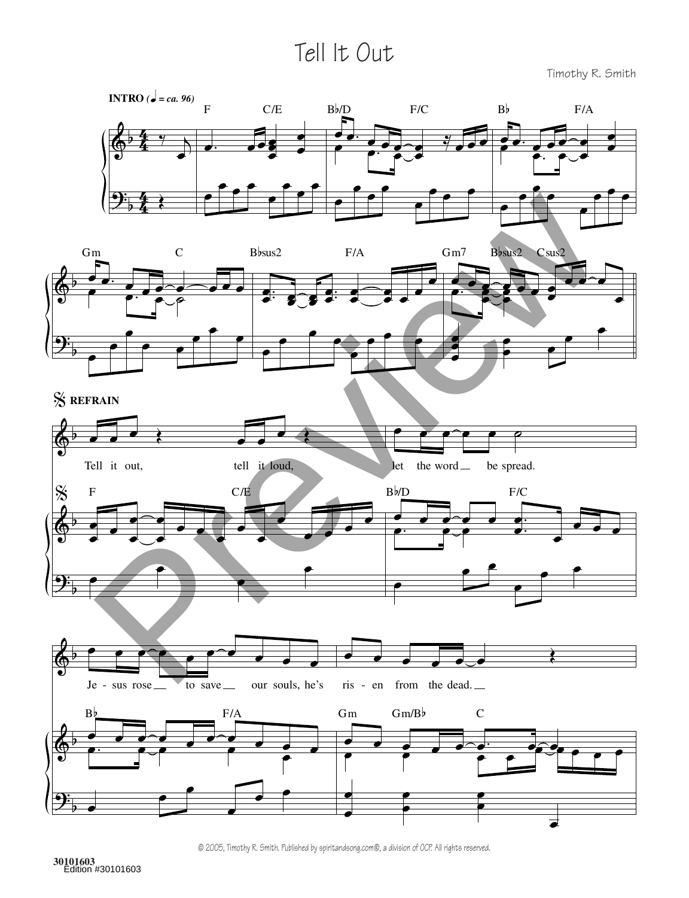# Tell It Out

Timothy R. Smith

**INTRO** (♩ = ca. 96)

F C/E B♭/D F/C B♭ F/A

Gm C B♭sus2 F/A Gm7 B♭sus2 Csus2

**REFRAIN**

Tell it out, tell it loud, let the word __ be spread.

F C/E B♭/D F/C

Je - sus rose __ to save __ our souls, he's ris - en from the dead. __

B♭ F/A Gm Gm/B♭ C

© 2005, Timothy R. Smith. Published by spiritandsong.com®, a division of OCP. All rights reserved.

30101603
Edition #30101603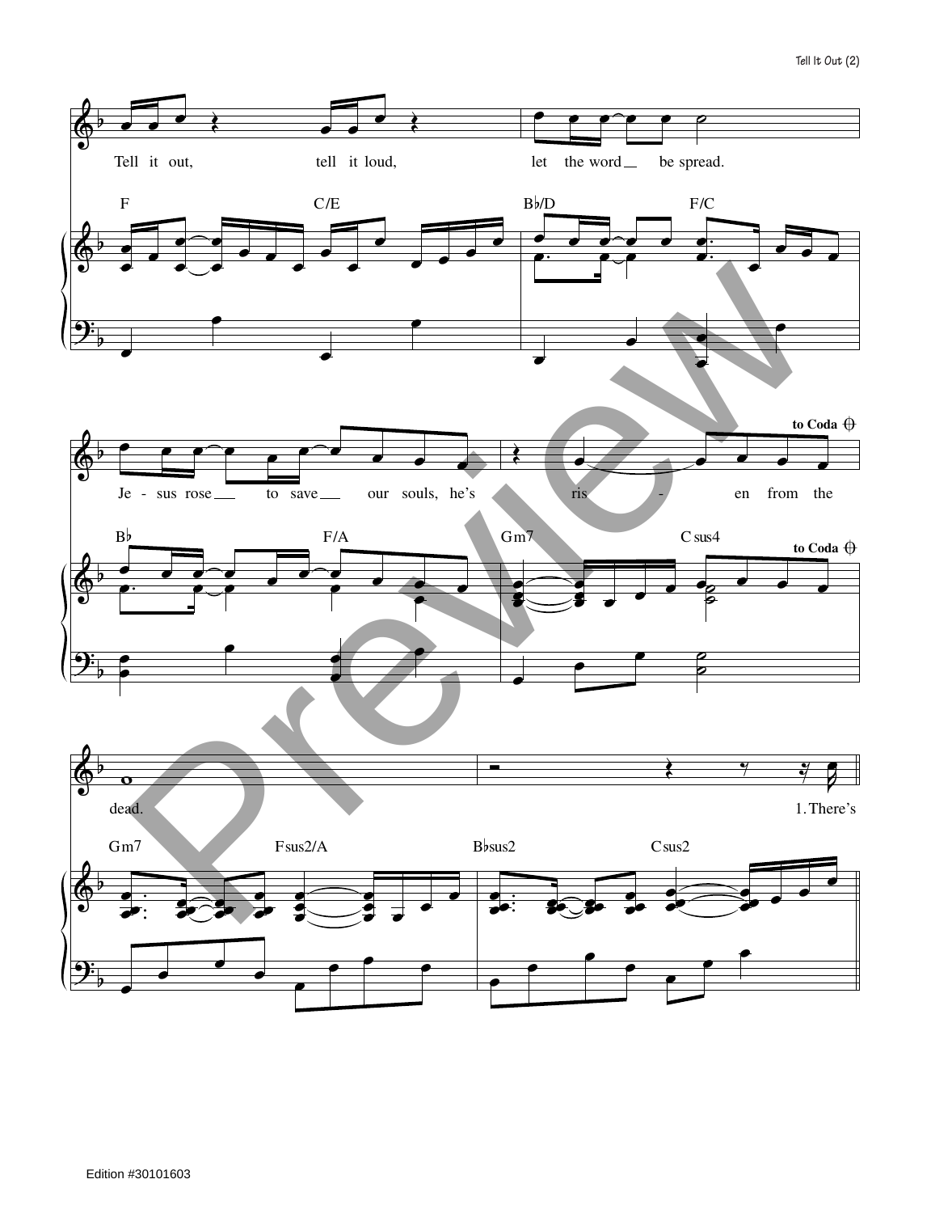Tell it out, tell it loud, let the word be spread.

F C/E B♭/D F/C

Je - sus rose to save our souls, he's ris - en from the

B♭ F/A Gm7 Csus4 to Coda

dead. 1. There's

Gm7 Fsus2/A B♭sus2 Csus2

Edition #30101603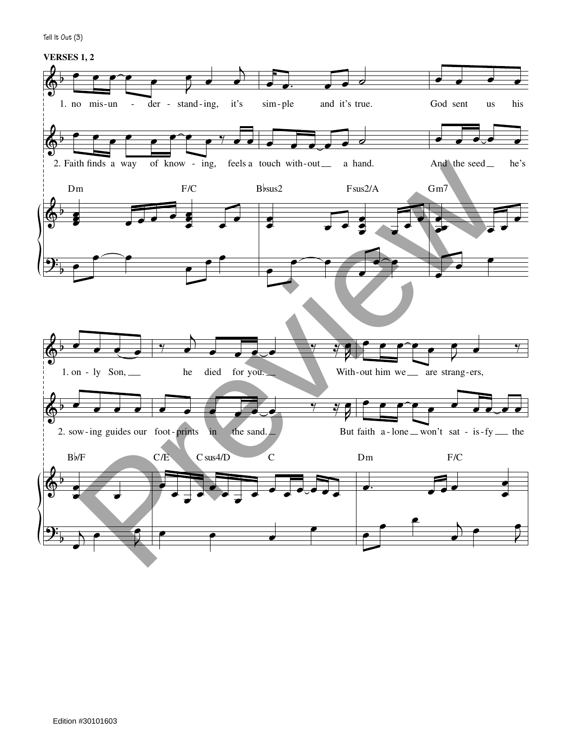**VERSES 1, 2**

1. no mis-un - der - stand-ing, it's sim-ple and it's true. God sent us his

2. Faith finds a way of know - ing, feels a touch with-out __ a hand. And the seed __ he's

Dm F/C B♭sus2 Fsus2/A Gm7

1. on - ly Son, __ he died for you. __ With-out him we __ are strang-ers,

2. sow-ing guides our foot-prints in the sand. __ But faith a-lone __ won't sat - is-fy __ the

B♭/F C/E Csus4/D C Dm F/C

Edition #30101603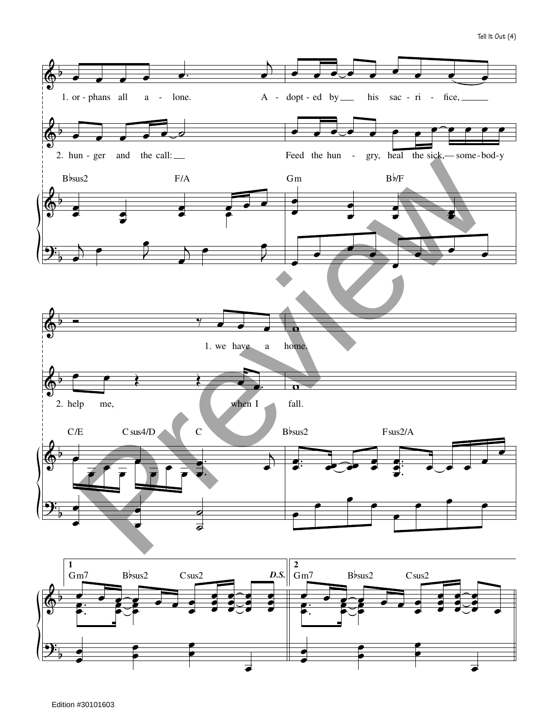1. or - phans all a - lone. A - dopt - ed by ___ his sac - ri - fice, ___

2. hun - ger and the call: ___ Feed the hun - gry, heal the sick, — some - bod - y

B♭sus2 F/A Gm B♭/F

1. we have a home.

2. help me, when I fall.

C/E Csus4/D C B♭sus2 Fsus2/A

1 Gm7 B♭sus2 Csus2 *D.S.*

2 Gm7 B♭sus2 Csus2

Edition #30101603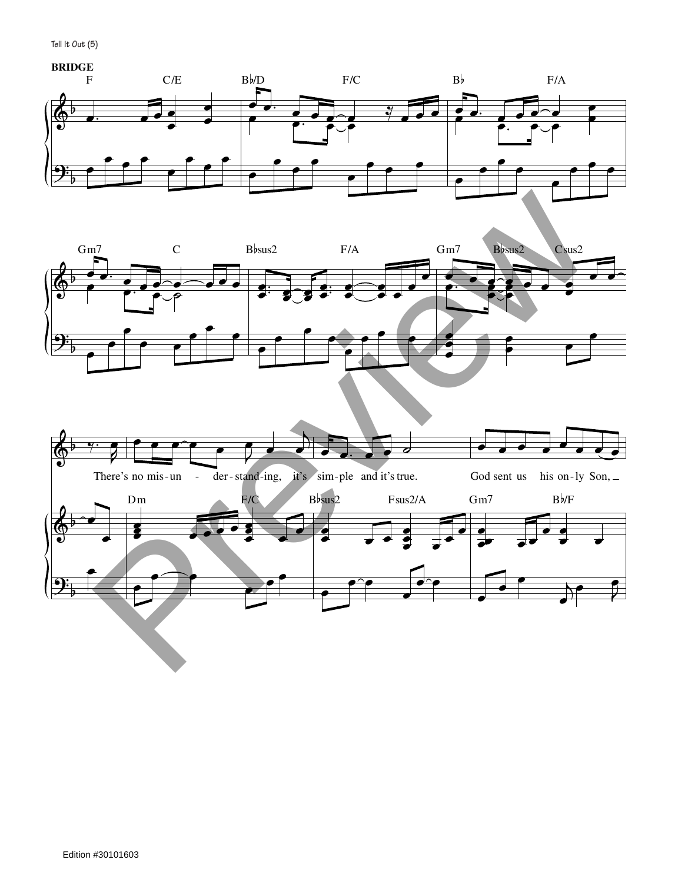## BRIDGE

F C/E B♭/D F/C B♭ F/A

Gm7 C B♭sus2 F/A Gm7 B♭sus2 Csus2

There's no mis-un - der-stand-ing, it's sim-ple and it's true. God sent us his on-ly Son, _

Dm F/C B♭sus2 Fsus2/A Gm7 B♭/F

Edition #30101603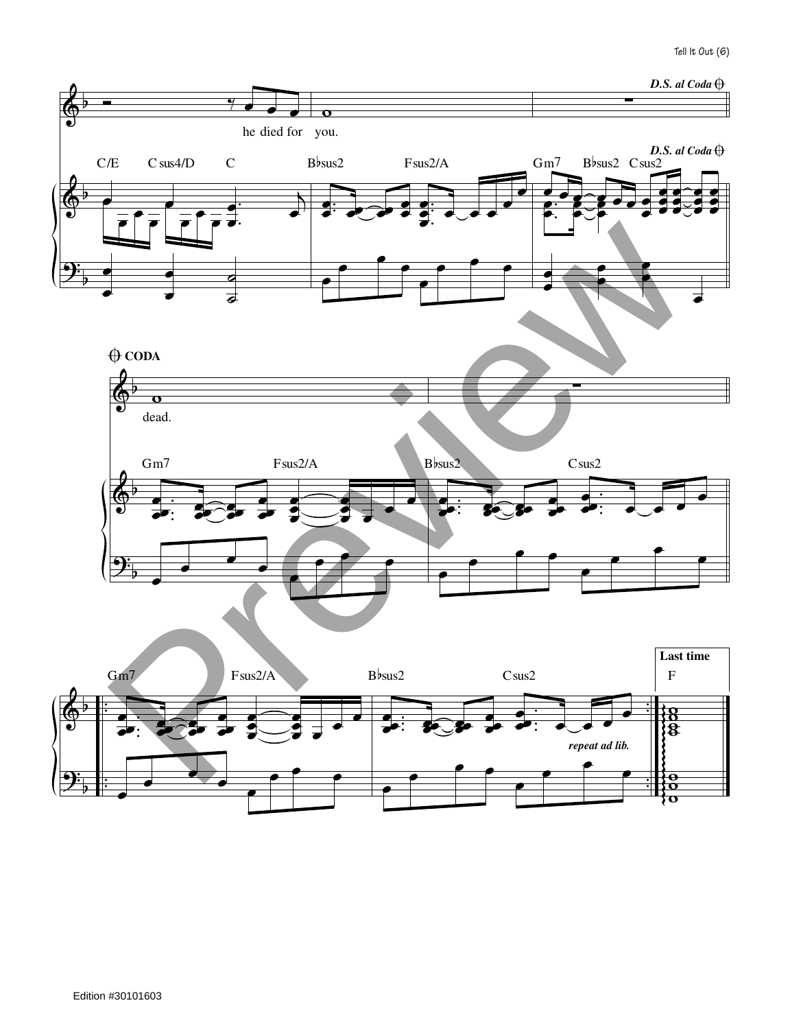D.S. al Coda

he died for you.

C/E Csus4/D C B♭sus2 Fsus2/A Gm7 B♭sus2 Csus2

D.S. al Coda

CODA

dead.

Gm7 Fsus2/A B♭sus2 Csus2

Last time

Gm7 Fsus2/A B♭sus2 Csus2 F

*repeat ad lib.*

Edition #30101603